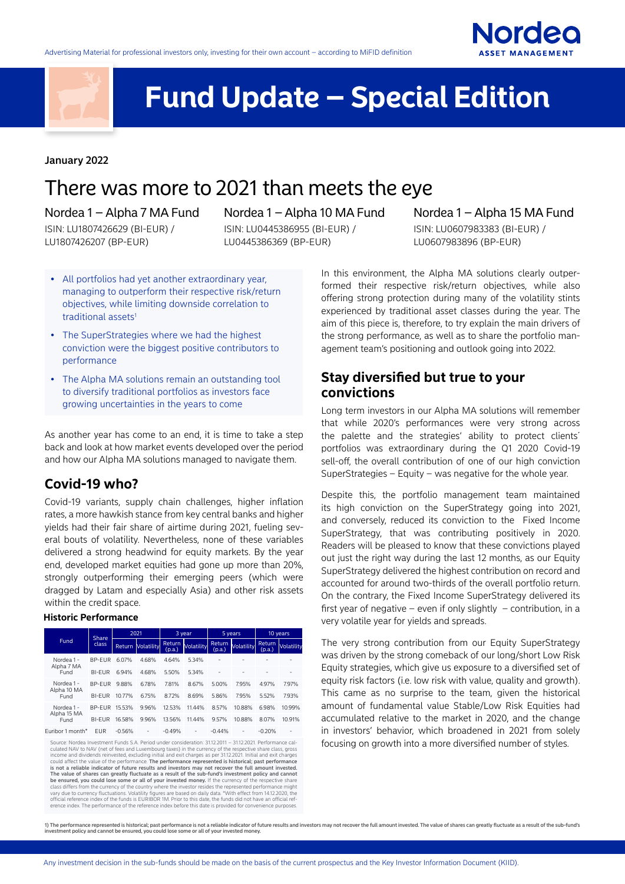Advertising Material for professional investors only, investing for their own account – according to MiFID definition

# Fund Update – Special Edition

**January 2022**

# There was more to 2021 than meets the eye

**Nordea 1 – Alpha 7 MA Fund**
ISIN: LU1807426629 (BI-EUR) / LU1807426207 (BP-EUR)

**Nordea 1 – Alpha 10 MA Fund**
ISIN: LU0445386955 (BI-EUR) / LU0445386369 (BP-EUR)

**Nordea 1 – Alpha 15 MA Fund**
ISIN: LU0607983383 (BI-EUR) / LU0607983896 (BP-EUR)

- All portfolios had yet another extraordinary year, managing to outperform their respective risk/return objectives, while limiting downside correlation to traditional assets[1]
- The SuperStrategies where we had the highest conviction were the biggest positive contributors to performance
- The Alpha MA solutions remain an outstanding tool to diversify traditional portfolios as investors face growing uncertainties in the years to come

As another year has come to an end, it is time to take a step back and look at how market events developed over the period and how our Alpha MA solutions managed to navigate them.

## Covid-19 who?

Covid-19 variants, supply chain challenges, higher inflation rates, a more hawkish stance from key central banks and higher yields had their fair share of airtime during 2021, fueling several bouts of volatility. Nevertheless, none of these variables delivered a strong headwind for equity markets. By the year end, developed market equities had gone up more than 20%, strongly outperforming their emerging peers (which were dragged by Latam and especially Asia) and other risk assets within the credit space.

**Historic Performance**

| Fund | Share class | 2021 | | 3 year | | 5 years | | 10 years | |
|---|---|---|---|---|---|---|---|---|---|
| | | Return | Volatility | Return (p.a.) | Volatility | Return (p.a.) | Volatility | Return (p.a.) | Volatility |
| Nordea 1 - Alpha 7 MA Fund | BP-EUR | 6.07% | 4.68% | 4.64% | 5.34% | - | - | - | - |
| | BI-EUR | 6.94% | 4.68% | 5.50% | 5.34% | - | - | - | - |
| Nordea 1 - Alpha 10 MA Fund | BP-EUR | 9.88% | 6.78% | 7.81% | 8.67% | 5.00% | 7.95% | 4.97% | 7.97% |
| | BI-EUR | 10.77% | 6.75% | 8.72% | 8.69% | 5.86% | 7.95% | 5.52% | 7.93% |
| Nordea 1 - Alpha 15 MA Fund | BP-EUR | 15.53% | 9.96% | 12.53% | 11.44% | 8.57% | 10.88% | 6.98% | 10.99% |
| | BI-EUR | 16.58% | 9.96% | 13.56% | 11.44% | 9.57% | 10.88% | 8.07% | 10.91% |
| Euribor 1 month* | EUR | -0.56% | - | -0.49% | - | -0.44% | - | -0.20% | - |

Source: Nordea Investment Funds S.A. Period under consideration: 31.12.2011 – 31.12.2021. Performance calculated NAV to NAV (net of fees and Luxembourg taxes) in the currency of the respective share class, gross income and dividends reinvested, excluding initial and exit charges as per 31.12.2021. Initial and exit charges could affect the value of the performance. **The performance represented is historical; past performance is not a reliable indicator of future results and investors may not recover the full amount invested. The value of shares can greatly fluctuate as a result of the sub-fund's investment policy and cannot be ensured, you could lose some or all of your invested money.** If the currency of the respective share class differs from the currency of the country where the investor resides the represented performance might vary due to currency fluctuations. Volatility figures are based on daily data. *With effect from 14.12.2020, the official reference index of the funds is EURIBOR 1M. Prior to this date, the funds did not have an official reference index. The performance of the reference index before this date is provided for convenience purposes.

In this environment, the Alpha MA solutions clearly outperformed their respective risk/return objectives, while also offering strong protection during many of the volatility stints experienced by traditional asset classes during the year. The aim of this piece is, therefore, to try explain the main drivers of the strong performance, as well as to share the portfolio management team's positioning and outlook going into 2022.

## Stay diversified but true to your convictions

Long term investors in our Alpha MA solutions will remember that while 2020's performances were very strong across the palette and the strategies' ability to protect clients´ portfolios was extraordinary during the Q1 2020 Covid-19 sell-off, the overall contribution of one of our high conviction SuperStrategies – Equity – was negative for the whole year.

Despite this, the portfolio management team maintained its high conviction on the SuperStrategy going into 2021, and conversely, reduced its conviction to the Fixed Income SuperStrategy, that was contributing positively in 2020. Readers will be pleased to know that these convictions played out just the right way during the last 12 months, as our Equity SuperStrategy delivered the highest contribution on record and accounted for around two-thirds of the overall portfolio return. On the contrary, the Fixed Income SuperStrategy delivered its first year of negative – even if only slightly – contribution, in a very volatile year for yields and spreads.

The very strong contribution from our Equity SuperStrategy was driven by the strong comeback of our long/short Low Risk Equity strategies, which give us exposure to a diversified set of equity risk factors (i.e. low risk with value, quality and growth). This came as no surprise to the team, given the historical amount of fundamental value Stable/Low Risk Equities had accumulated relative to the market in 2020, and the change in investors' behavior, which broadened in 2021 from solely focusing on growth into a more diversified number of styles.

1) The performance represented is historical; past performance is not a reliable indicator of future results and investors may not recover the full amount invested. The value of shares can greatly fluctuate as a result of the sub-fund's investment policy and cannot be ensured, you could lose some or all of your invested money.

Any investment decision in the sub-funds should be made on the basis of the current prospectus and the Key Investor Information Document (KIID).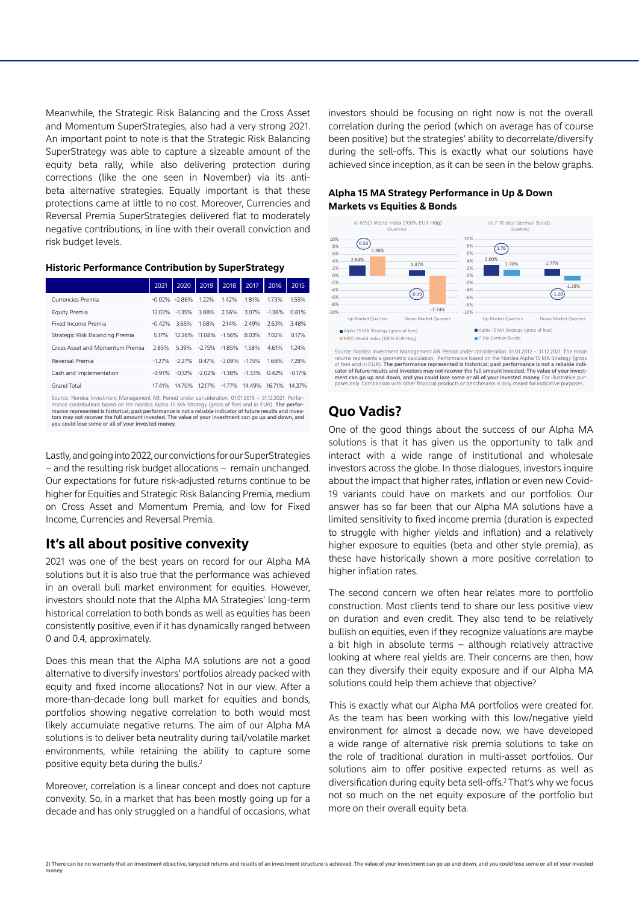Meanwhile, the Strategic Risk Balancing and the Cross Asset and Momentum SuperStrategies, also had a very strong 2021. An important point to note is that the Strategic Risk Balancing SuperStrategy was able to capture a sizeable amount of the equity beta rally, while also delivering protection during corrections (like the one seen in November) via its anti-beta alternative strategies. Equally important is that these protections came at little to no cost. Moreover, Currencies and Reversal Premia SuperStrategies delivered flat to moderately negative contributions, in line with their overall conviction and risk budget levels.

**Historic Performance Contribution by SuperStrategy**

| | 2021 | 2020 | 2019 | 2018 | 2017 | 2016 | 2015 |
|---|---|---|---|---|---|---|---|
| Currencies Premia | -0.02% | -2.86% | 1.22% | 1.42% | 1.81% | 1.73% | 1.55% |
| Equity Premia | 12.02% | -1.35% | 3.08% | 2.56% | 3.07% | -1.38% | 0.81% |
| Fixed Income Premia | -0.42% | 3.65% | 1.08% | 2.14% | 2.49% | 2.63% | 3.48% |
| Strategic Risk Balancing Premia | 5.17% | 12.26% | 11.08% | -1.56% | 8.03% | 7.02% | 0.17% |
| Cross Asset and Momentum Premia | 2.85% | 5.39% | -2.75% | -1.85% | 1.58% | 4.61% | 1.24% |
| Reversal Premia | -1.27% | -2.27% | 0.47% | -3.09% | -1.15% | 1.68% | 7.28% |
| Cash and Implementation | -0.91% | -0.12% | -2.02% | -1.38% | -1.33% | 0.42% | -0.17% |
| Grand Total | 17.41% | 14.70% | 12.17% | -1.77% | 14.49% | 16.71% | 14.37% |

Source: Nordea Investment Management AB. Period under consideration: 01.01.2015 – 31.12.2021. Performance contributions based on the Nordea Alpha 15 MA Strategy (gross of fees and in EUR). **The performance represented is historical; past performance is not a reliable indicator of future results and investors may not recover the full amount invested. The value of your investment can go up and down, and you could lose some or all of your invested money.**

Lastly, and going into 2022, our convictions for our SuperStrategies – and the resulting risk budget allocations – remain unchanged. Our expectations for future risk-adjusted returns continue to be higher for Equities and Strategic Risk Balancing Premia, medium on Cross Asset and Momentum Premia, and low for Fixed Income, Currencies and Reversal Premia.

## It's all about positive convexity

2021 was one of the best years on record for our Alpha MA solutions but it is also true that the performance was achieved in an overall bull market environment for equities. However, investors should note that the Alpha MA Strategies' long-term historical correlation to both bonds as well as equities has been consistently positive, even if it has dynamically ranged between 0 and 0.4, approximately.

Does this mean that the Alpha MA solutions are not a good alternative to diversify investors' portfolios already packed with equity and fixed income allocations? Not in our view. After a more-than-decade long bull market for equities and bonds, portfolios showing negative correlation to both would most likely accumulate negative returns. The aim of our Alpha MA solutions is to deliver beta neutrality during tail/volatile market environments, while retaining the ability to capture some positive equity beta during the bulls.[2]

Moreover, correlation is a linear concept and does not capture convexity. So, in a market that has been mostly going up for a decade and has only struggled on a handful of occasions, what investors should be focusing on right now is not the overall correlation during the period (which on average has of course been positive) but the strategies' ability to decorrelate/diversify during the sell-offs. This is exactly what our solutions have achieved since inception, as it can be seen in the below graphs.

**Alpha 15 MA Strategy Performance in Up & Down Markets vs Equities & Bonds**

| vs MSCI World Index (100% EUR Hdg) (Quarterly) | Up Market Quarters | Down Market Quarters |
|---|---|---|
| Alpha 15 MA Strategy (gross of fees) | 2.84% | 1.47% |
| MSCI World Index (100% EUR Hdg) | 5.38% | -7.74% |
| Ratio | 0.53 | -0.19 |

| vs 7-10 year German Bunds (Quarterly) | Up Market Quarters | Down Market Quarters |
|---|---|---|
| Alpha 15 MA Strategy (gross of fees) | 3.00% | 1.77% |
| 7-10y German Bunds | 1.70% | -1.38% |
| Ratio | 1.76 | -1.28 |

Source: Nordea Investment Management AB. Period under consideration: 01.01.2012 – 31.12.2021. The mean returns represents a geometric calculation. Performance based on the Nordea Alpha 15 MA Strategy (gross of fees and in EUR). **The performance represented is historical; past performance is not a reliable indicator of future results and investors may not recover the full amount invested. The value of your investment can go up and down, and you could lose some or all of your invested money.** For illustrative purposes only. Comparison with other financial products or benchmarks is only meant for indicative purposes.

## Quo Vadis?

One of the good things about the success of our Alpha MA solutions is that it has given us the opportunity to talk and interact with a wide range of institutional and wholesale investors across the globe. In those dialogues, investors inquire about the impact that higher rates, inflation or even new Covid-19 variants could have on markets and our portfolios. Our answer has so far been that our Alpha MA solutions have a limited sensitivity to fixed income premia (duration is expected to struggle with higher yields and inflation) and a relatively higher exposure to equities (beta and other style premia), as these have historically shown a more positive correlation to higher inflation rates.

The second concern we often hear relates more to portfolio construction. Most clients tend to share our less positive view on duration and even credit. They also tend to be relatively bullish on equities, even if they recognize valuations are maybe a bit high in absolute terms – although relatively attractive looking at where real yields are. Their concerns are then, how can they diversify their equity exposure and if our Alpha MA solutions could help them achieve that objective?

This is exactly what our Alpha MA portfolios were created for. As the team has been working with this low/negative yield environment for almost a decade now, we have developed a wide range of alternative risk premia solutions to take on the role of traditional duration in multi-asset portfolios. Our solutions aim to offer positive expected returns as well as diversification during equity beta sell-offs.[2] That's why we focus not so much on the net equity exposure of the portfolio but more on their overall equity beta.

2) There can be no warranty that an investment objective, targeted returns and results of an investment structure is achieved. The value of your investment can go up and down, and you could lose some or all of your invested money.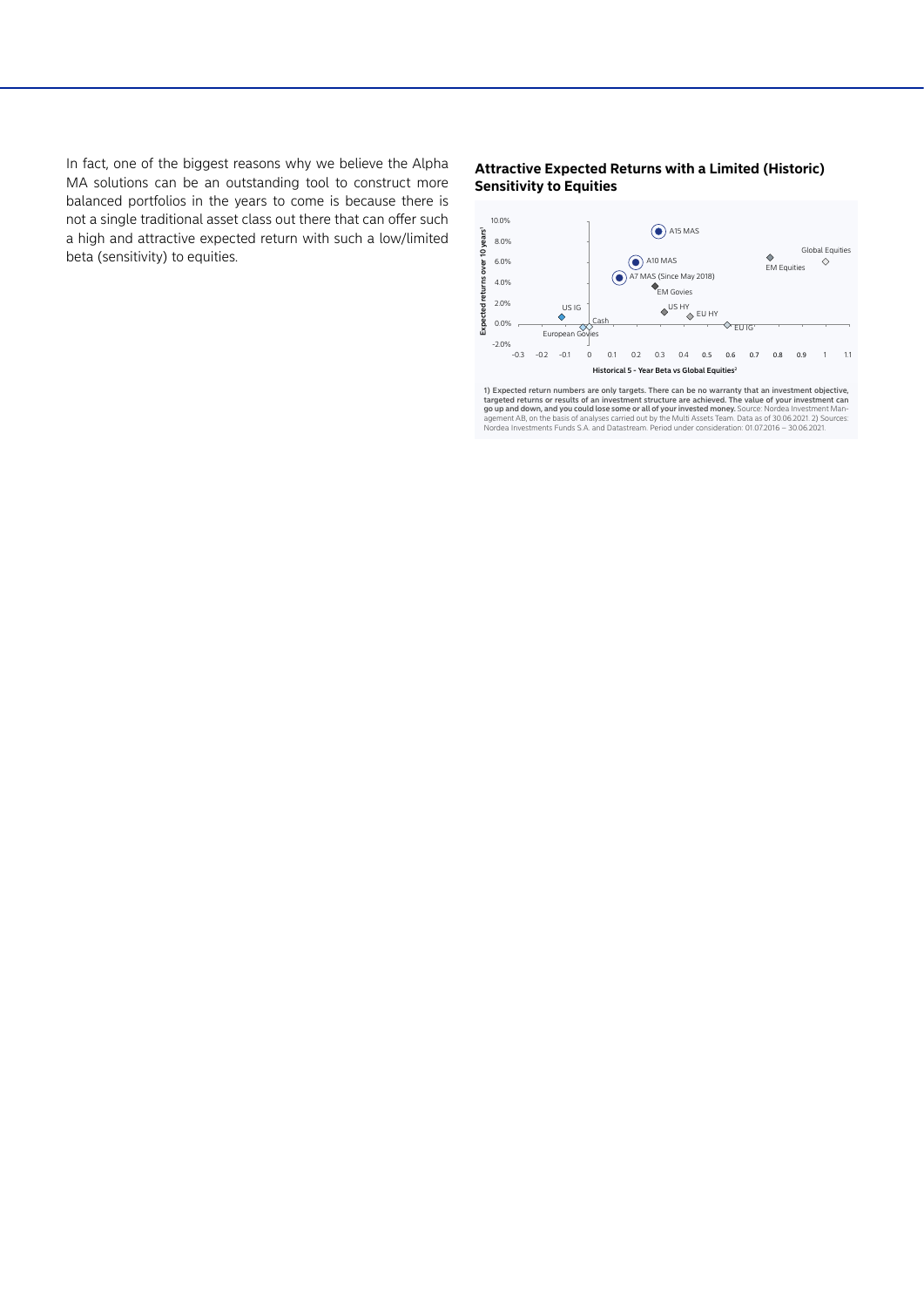In fact, one of the biggest reasons why we believe the Alpha MA solutions can be an outstanding tool to construct more balanced portfolios in the years to come is because there is not a single traditional asset class out there that can offer such a high and attractive expected return with such a low/limited beta (sensitivity) to equities.

**Attractive Expected Returns with a Limited (Historic) Sensitivity to Equities**

1) Expected return numbers are only targets. There can be no warranty that an investment objective, targeted returns or results of an investment structure are achieved. The value of your investment can go up and down, and you could lose some or all of your invested money. Source: Nordea Investment Management AB, on the basis of analyses carried out by the Multi Assets Team. Data as of 30.06.2021. 2) Sources: Nordea Investments Funds S.A. and Datastream. Period under consideration: 01.07.2016 – 30.06.2021.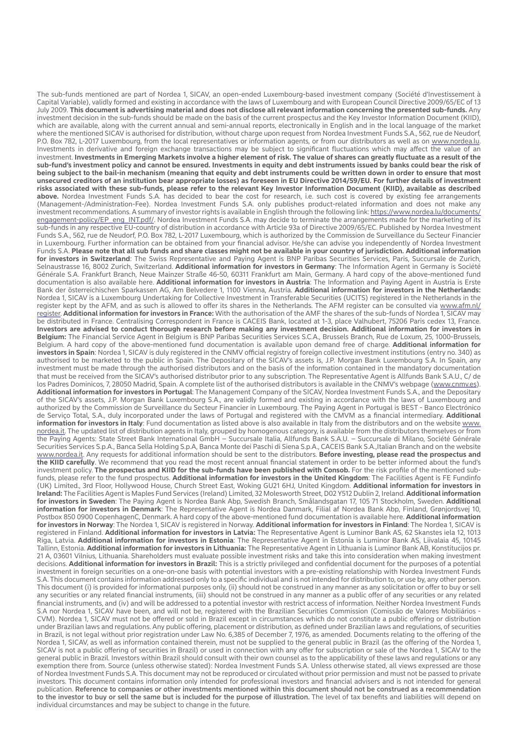The sub-funds mentioned are part of Nordea 1, SICAV, an open-ended Luxembourg-based investment company (Société d'Investissement à Capital Variable), validly formed and existing in accordance with the laws of Luxembourg and with European Council Directive 2009/65/EC of 13 July 2009. **This document is advertising material and does not disclose all relevant information concerning the presented sub-funds.** Any investment decision in the sub-funds should be made on the basis of the current prospectus and the Key Investor Information Document (KIID), which are available, along with the current annual and semi-annual reports, electronically in English and in the local language of the market where the mentioned SICAV is authorised for distribution, without charge upon request from Nordea Investment Funds S.A., 562, rue de Neudorf, P.O. Box 782, L-2017 Luxembourg, from the local representatives or information agents, or from our distributors as well as on www.nordea.lu. Investments in derivative and foreign exchange transactions may be subject to significant fluctuations which may affect the value of an investment. **Investments in Emerging Markets involve a higher element of risk. The value of shares can greatly fluctuate as a result of the sub-fund's investment policy and cannot be ensured. Investments in equity and debt instruments issued by banks could bear the risk of being subject to the bail-in mechanism (meaning that equity and debt instruments could be written down in order to ensure that most unsecured creditors of an institution bear appropriate losses) as foreseen in EU Directive 2014/59/EU. For further details of investment risks associated with these sub-funds, please refer to the relevant Key Investor Information Document (KIID), available as described above.** Nordea Investment Funds S.A. has decided to bear the cost for research, i.e. such cost is covered by existing fee arrangements (Management-/Administration-Fee). Nordea Investment Funds S.A. only publishes product-related information and does not make any investment recommendations. A summary of investor rights is available in English through the following link: https://www.nordea.lu/documents/engagement-policy/EP_eng_INT.pdf/. Nordea Investment Funds S.A. may decide to terminate the arrangements made for the marketing of its sub-funds in any respective EU-country of distribution in accordance with Article 93a of Directive 2009/65/EC. Published by Nordea Investment Funds S.A., 562, rue de Neudorf, P.O. Box 782, L-2017 Luxembourg, which is authorized by the Commission de Surveillance du Secteur Financier in Luxembourg. Further information can be obtained from your financial advisor. He/she can advise you independently of Nordea Investment Funds S.A. **Please note that all sub funds and share classes might not be available in your country of jurisdiction. Additional information for investors in Switzerland**: The Swiss Representative and Paying Agent is BNP Paribas Securities Services, Paris, Succursale de Zurich, Selnaustrasse 16, 8002 Zurich, Switzerland. **Additional information for investors in Germany**: The Information Agent in Germany is Société Générale S.A. Frankfurt Branch, Neue Mainzer Straße 46-50, 60311 Frankfurt am Main, Germany. A hard copy of the above-mentioned fund documentation is also available here. **Additional information for investors in Austria**: The Information and Paying Agent in Austria is Erste Bank der österreichischen Sparkassen AG, Am Belvedere 1, 1100 Vienna, Austria. **Additional information for investors in the Netherlands:** Nordea 1, SICAV is a Luxembourg Undertaking for Collective Investment in Transferable Securities (UCITS) registered in the Netherlands in the register kept by the AFM, and as such is allowed to offer its shares in the Netherlands. The AFM register can be consulted via www.afm.nl/register. **Additional information for investors in France:** With the authorisation of the AMF the shares of the sub-funds of Nordea 1, SICAV may be distributed in France. Centralising Correspondent in France is CACEIS Bank, located at 1-3, place Valhubert, 75206 Paris cedex 13, France. **Investors are advised to conduct thorough research before making any investment decision. Additional information for investors in Belgium:** The Financial Service Agent in Belgium is BNP Paribas Securities Services S.C.A., Brussels Branch, Rue de Loxum, 25, 1000-Brussels, Belgium. A hard copy of the above-mentioned fund documentation is available upon demand free of charge. **Additional information for investors in Spain**: Nordea 1, SICAV is duly registered in the CNMV official registry of foreign collective investment institutions (entry no. 340) as authorised to be marketed to the public in Spain. The Depositary of the SICAV's assets is, J.P. Morgan Bank Luxembourg S.A. In Spain, any investment must be made through the authorised distributors and on the basis of the information contained in the mandatory documentation that must be received from the SICAV's authorised distributor prior to any subscription. The Representative Agent is Allfunds Bank S.A.U., C/ de los Padres Dominicos, 7, 28050 Madrid, Spain. A complete list of the authorised distributors is available in the CNMV's webpage (www.cnmv.es). **Additional information for investors in Portugal**: The Management Company of the SICAV, Nordea Investment Funds S.A., and the Depositary of the SICAV's assets, J.P. Morgan Bank Luxembourg S.A., are validly formed and existing in accordance with the laws of Luxembourg and authorized by the Commission de Surveillance du Secteur Financier in Luxembourg. The Paying Agent in Portugal is BEST - Banco Electrónico de Serviço Total, S.A., duly incorporated under the laws of Portugal and registered with the CMVM as a financial intermediary. **Additional information for investors in Italy**: Fund documentation as listed above is also available in Italy from the distributors and on the website www.nordea.it. The updated list of distribution agents in Italy, grouped by homogenous category, is available from the distributors themselves or from the Paying Agents: State Street Bank International GmbH – Succursale Italia, Allfunds Bank S.A.U. – Succursale di Milano, Société Générale Securities Services S.p.A., Banca Sella Holding S.p.A, Banca Monte dei Paschi di Siena S.p.A., CACEIS Bank S.A.,Italian Branch and on the website www.nordea.it. Any requests for additional information should be sent to the distributors. **Before investing, please read the prospectus and the KIID carefully**. We recommend that you read the most recent annual financial statement in order to be better informed about the fund's investment policy. **The prospectus and KIID for the sub-funds have been published with Consob.** For the risk profile of the mentioned sub-funds, please refer to the fund prospectus. **Additional information for investors in the United Kingdom**: The Facilities Agent is FE Fundinfo (UK) Limited., 3rd Floor, Hollywood House, Church Street East, Woking GU21 6HJ, United Kingdom. **Additional information for investors in Ireland:** The Facilities Agent is Maples Fund Services (Ireland) Limited, 32 Molesworth Street, D02 Y512 Dublin 2, Ireland. **Additional information for investors in Sweden**: The Paying Agent is Nordea Bank Abp, Swedish Branch, Smålandsgatan 17, 105 71 Stockholm, Sweden. **Additional information for investors in Denmark**: The Representative Agent is Nordea Danmark, Filial af Nordea Bank Abp, Finland, Grønjordsvej 10, Postbox 850 0900 CopenhagenC, Denmark. A hard copy of the above-mentioned fund documentation is available here. **Additional information for investors in Norway**: The Nordea 1, SICAV is registered in Norway. **Additional information for investors in Finland**: The Nordea 1, SICAV is registered in Finland. **Additional information for investors in Latvia:** The Representative Agent is Luminor Bank AS, 62 Skanstes iela 12, 1013 Riga, Latvia. **Additional information for investors in Estonia**: The Representative Agent in Estonia is Luminor Bank AS, Liivalaia 45, 10145 Tallinn, Estonia. **Additional information for investors in Lithuania:** The Representative Agent in Lithuania is Luminor Bank AB, Konstitucijos pr. 21 A, 03601 Vilnius, Lithuania. Shareholders must evaluate possible investment risks and take this into consideration when making investment decisions. **Additional information for investors in Brazil:** This is a strictly privileged and confidential document for the purposes of a potential investment in foreign securities on a one-on-one basis with potential investors with a pre-existing relationship with Nordea Investment Funds S.A. This document contains information addressed only to a specific individual and is not intended for distribution to, or use by, any other person. This document (i) is provided for informational purposes only, (ii) should not be construed in any manner as any solicitation or offer to buy or sell any securities or any related financial instruments, (iii) should not be construed in any manner as a public offer of any securities or any related financial instruments, and (iv) and will be addressed to a potential investor with restrict access of information. Neither Nordea Investment Funds S.A nor Nordea 1, SICAV have been, and will not be, registered with the Brazilian Securities Commission (Comissão de Valores Mobiliários - CVM). Nordea 1, SICAV must not be offered or sold in Brazil except in circumstances which do not constitute a public offering or distribution under Brazilian laws and regulations. Any public offering, placement or distribution, as defined under Brazilian laws and regulations, of securities in Brazil, is not legal without prior registration under Law No. 6,385 of December 7, 1976, as amended. Documents relating to the offering of the Nordea 1, SICAV, as well as information contained therein, must not be supplied to the general public in Brazil (as the offering of the Nordea 1, SICAV is not a public offering of securities in Brazil) or used in connection with any offer for subscription or sale of the Nordea 1, SICAV to the general public in Brazil. Investors within Brazil should consult with their own counsel as to the applicability of these laws and regulations or any exemption there from. Source (unless otherwise stated): Nordea Investment Funds S.A. Unless otherwise stated, all views expressed are those of Nordea Investment Funds S.A. This document may not be reproduced or circulated without prior permission and must not be passed to private investors. This document contains information only intended for professional investors and financial advisers and is not intended for general publication. **Reference to companies or other investments mentioned within this document should not be construed as a recommendation to the investor to buy or sell the same but is included for the purpose of illustration.** The level of tax benefits and liabilities will depend on individual circumstances and may be subject to change in the future.